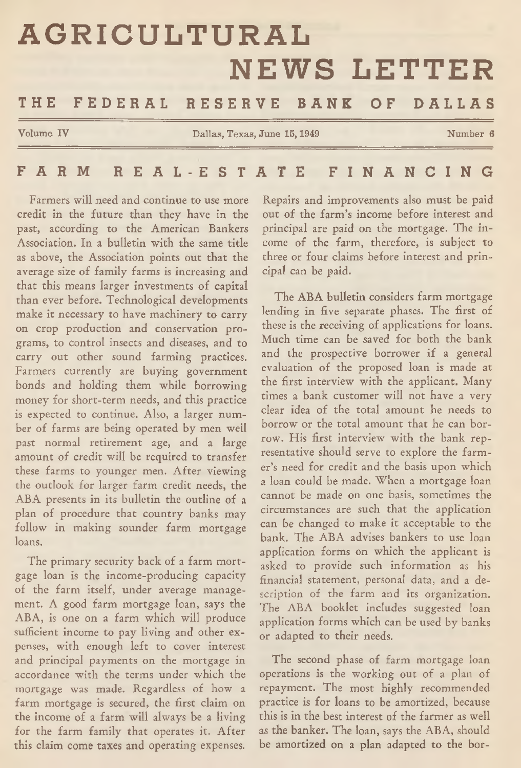# AGRICULTURAL NEWS LETTER

## THE FEDERAL RESERVE BANK OF DALLAS

Volume IV — Dallas, Texas, June 15, 1949 — Number 6

## FARM REAL-ESTATE FINANCING

Farmers will need and continue to use more credit in the future than they have in the past, according to the American Bankers Association. In a bulletin with the same title as above, the Association points out that the average size of family farms is increasing and that this means larger investments of capital than ever before. Technological developments make it necessary to have machinery to carry on crop production and conservation programs, to control insects and diseases, and to carry out other sound farming practices. Farmers currently are buying government bonds and holding them while borrowing money for short-term needs, and this practice is expected to continue. Also, a larger number of farms are being operated by men well past normal retirement age, and a large amount of credit will be required to transfer these farms to younger men. After viewing the outlook for larger farm credit needs, the ABA presents in its bulletin the outline of a plan of procedure that country banks may follow in making sounder farm mortgage loans.

The primary security back of a farm mortgage loan is the income-producing capacity of the farm itself, under average management. A good farm mortgage loan, says the ABA, is one on a farm which will produce sufficient income to pay living and other expenses, with enough left to cover interest and principal payments on the mortgage in accordance with the terms under which the mortgage was made. Regardless of how a farm mortgage is secured, the first claim on the income of a farm will always be a living for the farm family that operates it. After this claim come taxes and operating expenses. Repairs and improvements also must be paid out of the farm's income before interest and principal are paid on the mortgage. The income of the farm, therefore, is subject to three or four claims before interest and principal can be paid.

The ABA bulletin considers farm mortgage lending in five separate phases. The first of these is the receiving of applications for loans. Much time can be saved for both the bank and the prospective borrower if a general evaluation of the proposed loan is made at the first interview with the applicant. Many times a bank customer will not have a very clear idea of the total amount he needs to borrow or the total amount that he can borrow. His first interview with the bank representative should serve to explore the farmer's need for credit and the basis upon which a loan could be made. When a mortgage loan cannot be made on one basis, sometimes the circumstances are such that the application can be changed to make it acceptable to the bank. The ABA advises bankers to use loan application forms on which the applicant is asked to provide such information as his financial statement, personal data, and a description of the farm and its organization. The ABA booklet includes suggested loan application forms which can be used by banks or adapted to their needs.

The second phase of farm mortgage loan operations is the working out of a plan of repayment. The most highly recommended practice is for loans to be amortized, because this is in the best interest of the farmer as well as the banker. The loan, says the ABA, should be amortized on a plan adapted to the bor-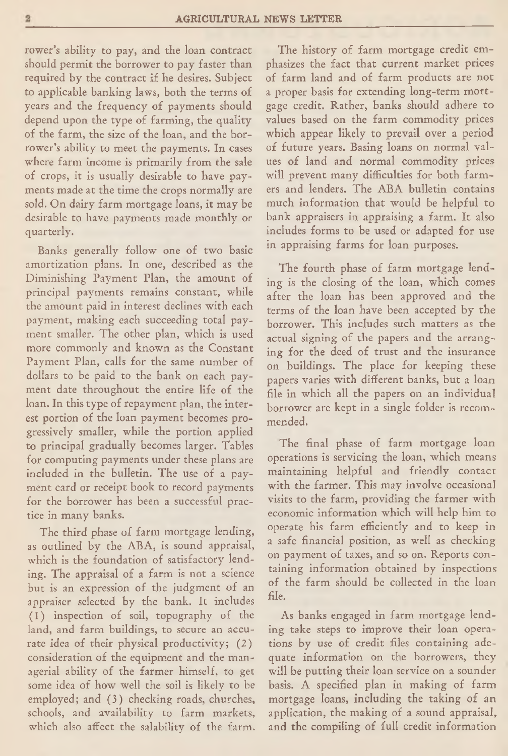rower's ability to pay, and the loan contract should permit the borrower to pay faster than required by the contract if he desires. Subject to applicable banking laws, both the terms of years and the frequency of payments should depend upon the type of farming, the quality of the farm, the size of the loan, and the borrower's ability to meet the payments. In cases where farm income is primarily from the sale of crops, it is usually desirable to have payments made at the time the crops normally are sold. On dairy farm mortgage loans, it may be desirable to have payments made monthly or quarterly.

Banks generally follow one of two basic amortization plans. In one, described as the Diminishing Payment Plan, the amount of principal payments remains constant, while the amount paid in interest declines with each payment, making each succeeding total payment smaller. The other plan, which is used more commonly and known as the Constant Payment Plan, calls for the same number of dollars to be paid to the bank on each payment date throughout the entire life of the loan. In this type of repayment plan, the interest portion of the loan payment becomes progressively smaller, while the portion applied to principal gradually becomes larger. Tables for computing payments under these plans are included in the bulletin. The use of a payment card or receipt book to record payments for the borrower has been a successful practice in many banks.

The third phase of farm mortgage lending, as outlined by the ABA, is sound appraisal, which is the foundation of satisfactory lending. The appraisal of a farm is not a science but is an expression of the judgment of an appraiser selected by the bank. It includes (1) inspection of soil, topography of the land, and farm buildings, to secure an accurate idea of their physical productivity; (2) consideration of the equipment and the managerial ability of the farmer himself, to get some idea of how well the soil is likely to be employed; and (3) checking roads, churches, schools, and availability to farm markets, which also affect the salability of the farm.

The history of farm mortgage credit emphasizes the fact that current market prices of farm land and of farm products are not a proper basis for extending long-term mortgage credit. Rather, banks should adhere to values based on the farm commodity prices which appear likely to prevail over a period of future years. Basing loans on normal values of land and normal commodity prices will prevent many difficulties for both farmers and lenders. The ABA bulletin contains much information that would be helpful to bank appraisers in appraising a farm. It also includes forms to be used or adapted for use in appraising farms for loan purposes.

The fourth phase of farm mortgage lending is the closing of the loan, which comes after the loan has been approved and the terms of the loan have been accepted by the borrower. This includes such matters as the actual signing of the papers and the arranging for the deed of trust and the insurance on buildings. The place for keeping these papers varies with different banks, but a loan file in which all the papers on an individual borrower are kept in a single folder is recommended.

The final phase of farm mortgage loan operations is servicing the loan, which means maintaining helpful and friendly contact with the farmer. This may involve occasional visits to the farm, providing the farmer with economic information which will help him to operate his farm efficiently and to keep in a safe financial position, as well as checking on payment of taxes, and so on. Reports containing information obtained by inspections of the farm should be collected in the loan file.

As banks engaged in farm mortgage lending take steps to improve their loan operations by use of credit files containing adequate information on the borrowers, they will be putting their loan service on a sounder basis. A specified plan in making of farm mortgage loans, including the taking of an application, the making of a sound appraisal, and the compiling of full credit information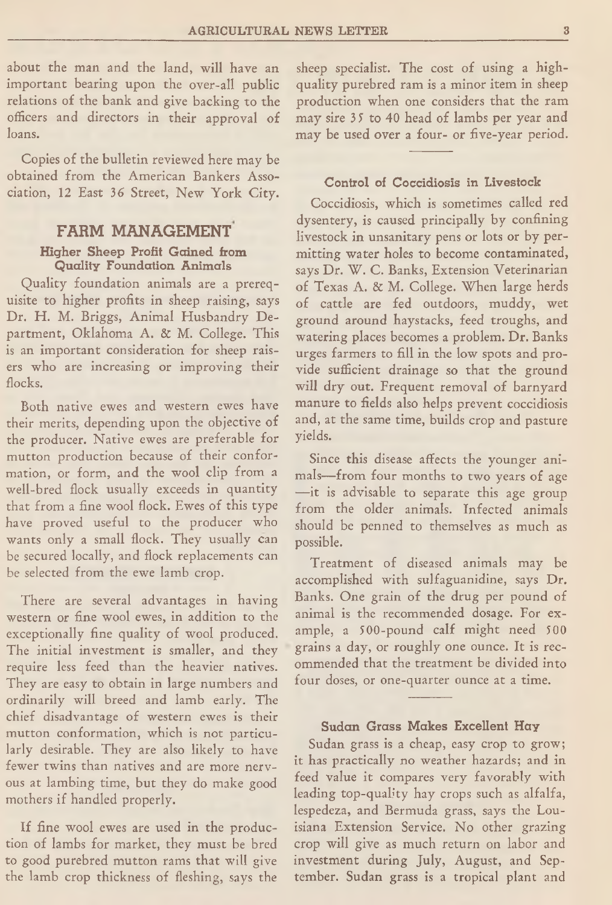about the man and the land, will have an important bearing upon the over-all public relations of the bank and give backing to the officers and directors in their approval of loans.

Copies of the bulletin reviewed here may be obtained from the American Bankers Association, 12 East 36 Street, New York City.

## FARM MANAGEMENT

### Higher Sheep Profit Gained from Quality Foundation Animals

Quality foundation animals are a prerequisite to higher profits in sheep raising, says Dr. H. M. Briggs, Animal Husbandry Department, Oklahoma A. & M. College. This is an important consideration for sheep raisers who are increasing or improving their flocks.

Both native ewes and western ewes have their merits, depending upon the objective of the producer. Native ewes are preferable for mutton production because of their conformation, or form, and the wool clip from a well-bred flock usually exceeds in quantity that from a fine wool flock. Ewes of this type have proved useful to the producer who wants only a small flock. They usually can be secured locally, and flock replacements can be selected from the ewe lamb crop.

There are several advantages in having western or fine wool ewes, in addition to the exceptionally fine quality of wool produced. The initial investment is smaller, and they require less feed than the heavier natives. They are easy to obtain in large numbers and ordinarily will breed and lamb early. The chief disadvantage of western ewes is their mutton conformation, which is not particularly desirable. They are also likely to have fewer twins than natives and are more nervous at lambing time, but they do make good mothers if handled properly.

If fine wool ewes are used in the production of lambs for market, they must be bred to good purebred mutton rams that will give the lamb crop thickness of fleshing, says the sheep specialist. The cost of using a high-quality purebred ram is a minor item in sheep production when one considers that the ram may sire 35 to 40 head of lambs per year and may be used over a four- or five-year period.

### Control of Coccidiosis in Livestock

Coccidiosis, which is sometimes called red dysentery, is caused principally by confining livestock in unsanitary pens or lots or by permitting water holes to become contaminated, says Dr. W. C. Banks, Extension Veterinarian of Texas A. & M. College. When large herds of cattle are fed outdoors, muddy, wet ground around haystacks, feed troughs, and watering places becomes a problem. Dr. Banks urges farmers to fill in the low spots and provide sufficient drainage so that the ground will dry out. Frequent removal of barnyard manure to fields also helps prevent coccidiosis and, at the same time, builds crop and pasture yields.

Since this disease affects the younger animals—from four months to two years of age—it is advisable to separate this age group from the older animals. Infected animals should be penned to themselves as much as possible.

Treatment of diseased animals may be accomplished with sulfaguanidine, says Dr. Banks. One grain of the drug per pound of animal is the recommended dosage. For example, a 500-pound calf might need 500 grains a day, or roughly one ounce. It is recommended that the treatment be divided into four doses, or one-quarter ounce at a time.

### Sudan Grass Makes Excellent Hay

Sudan grass is a cheap, easy crop to grow; it has practically no weather hazards; and in feed value it compares very favorably with leading top-quality hay crops such as alfalfa, lespedeza, and Bermuda grass, says the Louisiana Extension Service. No other grazing crop will give as much return on labor and investment during July, August, and September. Sudan grass is a tropical plant and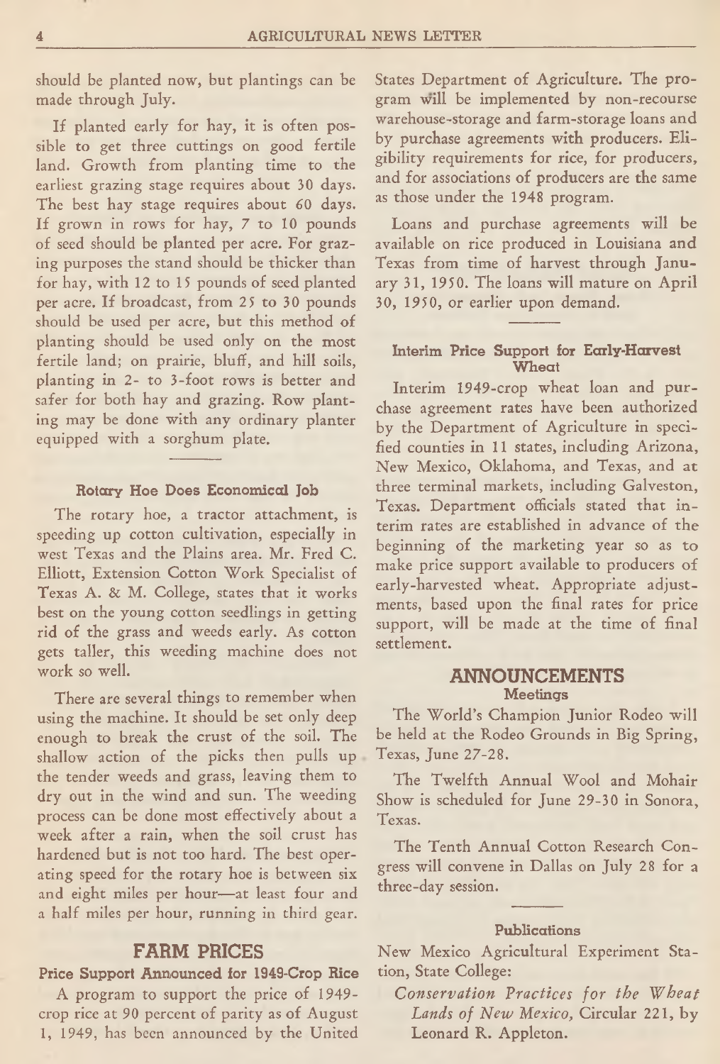should be planted now, but plantings can be made through July.

If planted early for hay, it is often possible to get three cuttings on good fertile land. Growth from planting time to the earliest grazing stage requires about 30 days. The best hay stage requires about 60 days. If grown in rows for hay, 7 to 10 pounds of seed should be planted per acre. For grazing purposes the stand should be thicker than for hay, with 12 to 15 pounds of seed planted per acre. If broadcast, from 25 to 30 pounds should be used per acre, but this method of planting should be used only on the most fertile land; on prairie, bluff, and hill soils, planting in 2- to 3-foot rows is better and safer for both hay and grazing. Row planting may be done with any ordinary planter equipped with a sorghum plate.

#### Rotary Hoe Does Economical Job

The rotary hoe, a tractor attachment, is speeding up cotton cultivation, especially in west Texas and the Plains area. Mr. Fred C. Elliott, Extension Cotton Work Specialist of Texas A. & M. College, states that it works best on the young cotton seedlings in getting rid of the grass and weeds early. As cotton gets taller, this weeding machine does not work so well.

There are several things to remember when using the machine. It should be set only deep enough to break the crust of the soil. The shallow action of the picks then pulls up the tender weeds and grass, leaving them to dry out in the wind and sun. The weeding process can be done most effectively about a week after a rain, when the soil crust has hardened but is not too hard. The best operating speed for the rotary hoe is between six and eight miles per hour—at least four and a half miles per hour, running in third gear.

## FARM PRICES

#### Price Support Announced for 1949-Crop Rice

A program to support the price of 1949-crop rice at 90 percent of parity as of August 1, 1949, has been announced by the United States Department of Agriculture. The program will be implemented by non-recourse warehouse-storage and farm-storage loans and by purchase agreements with producers. Eligibility requirements for rice, for producers, and for associations of producers are the same as those under the 1948 program.

Loans and purchase agreements will be available on rice produced in Louisiana and Texas from time of harvest through January 31, 1950. The loans will mature on April 30, 1950, or earlier upon demand.

#### Interim Price Support for Early-Harvest Wheat

Interim 1949-crop wheat loan and purchase agreement rates have been authorized by the Department of Agriculture in specified counties in 11 states, including Arizona, New Mexico, Oklahoma, and Texas, and at three terminal markets, including Galveston, Texas. Department officials stated that interim rates are established in advance of the beginning of the marketing year so as to make price support available to producers of early-harvested wheat. Appropriate adjustments, based upon the final rates for price support, will be made at the time of final settlement.

## ANNOUNCEMENTS

#### Meetings

The World's Champion Junior Rodeo will be held at the Rodeo Grounds in Big Spring, Texas, June 27-28.

The Twelfth Annual Wool and Mohair Show is scheduled for June 29-30 in Sonora, Texas.

The Tenth Annual Cotton Research Congress will convene in Dallas on July 28 for a three-day session.

#### Publications

New Mexico Agricultural Experiment Station, State College:

*Conservation Practices for the Wheat Lands of New Mexico,* Circular 221, by Leonard R. Appleton.